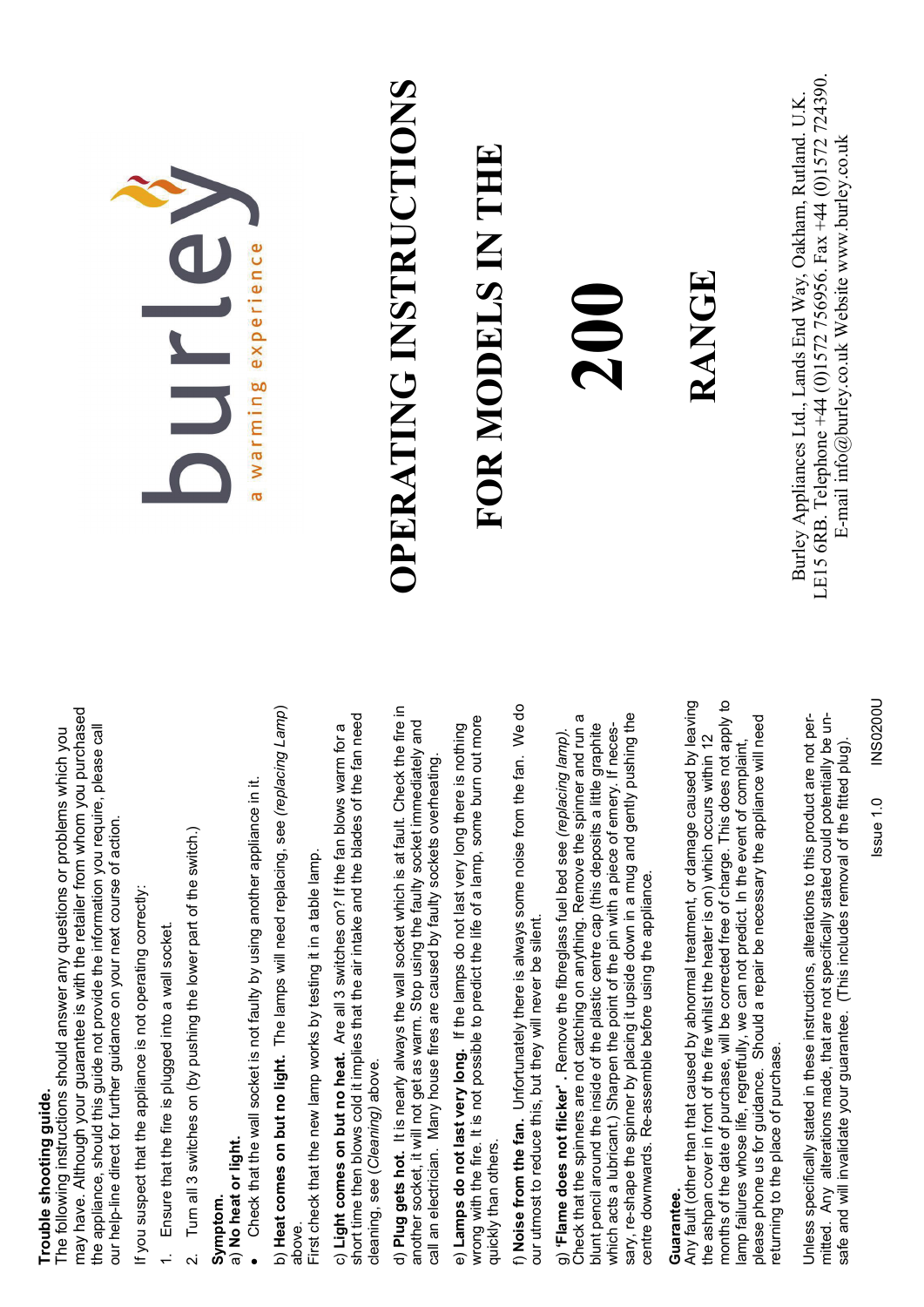## Trouble shooting guide.

The following instructions should answer any questions or problems which you may have. Although your guarantee is with the retailer from whom you purchased the appliance, should this guide not provide the information you require, please call our help-line direct for further guidance on your next course of action.

If you suspect that the appliance is not operating correctly:

1. Ensure that the fire is plugged into a wall socket.
2. Turn all 3 switches on (by pushing the lower part of the switch.)

**Symptom.**

a) **No heat or light.**

- Check that the wall socket is not faulty by using another appliance in it.

b) **Heat comes on but no light.** The lamps will need replacing, see *(replacing Lamp)* above.
First check that the new lamp works by testing it in a table lamp.

c) **Light comes on but no heat.** Are all 3 switches on? If the fan blows warm for a short time then blows cold it implies that the air intake and the blades of the fan need cleaning, see *(Cleaning)* above.

d) **Plug gets hot.** It is nearly always the wall socket which is at fault. Check the fire in another socket, it will not get as warm. Stop using the faulty socket immediately and call an electrician. Many house fires are caused by faulty sockets overheating.

e) **Lamps do not last very long.** If the lamps do not last very long there is nothing wrong with the fire. It is not possible to predict the life of a lamp, some burn out more quickly than others.

f) **Noise from the fan.** Unfortunately there is always some noise from the fan. We do our utmost to reduce this, but they will never be silent.

g) **'Flame does not flicker'.** Remove the fibreglass fuel bed see *(replacing lamp)*. Check that the spinners are not catching on anything. Remove the spinner and run a blunt pencil around the inside of the plastic centre cap (this deposits a little graphite which acts a lubricant.) Sharpen the point of the pin with a piece of emery. If necessary, re-shape the spinner by placing it upside down in a mug and gently pushing the centre downwards. Re-assemble before using the appliance.

**Guarantee.**

Any fault (other than that caused by abnormal treatment, or damage caused by leaving the ashpan cover in front of the fire whilst the heater is on) which occurs within 12 months of the date of purchase, will be corrected free of charge. This does not apply to lamp failures whose life, regretfully, we can not predict. In the event of complaint, please phone us for guidance. Should a repair be necessary the appliance will need returning to the place of purchase.

Unless specifically stated in these instructions, alterations to this product are not permitted. Any alterations made, that are not specifically stated could potentially be unsafe and will invalidate your guarantee. (This includes removal of the fitted plug).

Issue 1.0 INS0200U

burley
a warming experience

# OPERATING INSTRUCTIONS FOR MODELS IN THE 200 RANGE

Burley Appliances Ltd., Lands End Way, Oakham, Rutland. U.K. LE15 6RB. Telephone +44 (0)1572 756956. Fax +44 (0)1572 724390. E-mail info@burley.co.uk Website www.burley.co.uk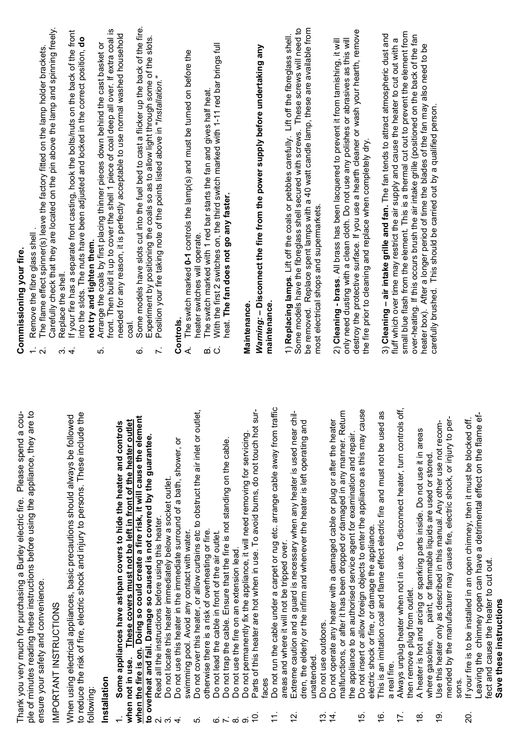Thank you very much for purchasing a Burley electric fire. Please spend a couple of minutes reading these instructions before using the appliance, they are to ensure your safety and convenience.

IMPORTANT INSTRUCTIONS

When using electrical appliances, basic precautions should always be followed to reduce the risk of fire, electric shock and injury to persons. These include the following:

## Installation

1. **Some appliances have ashpan covers to hide the heater and controls when not in use. <u>These covers must not be left in front of the heater outlet when the fire is on</u>. Doing so could create a fire risk, it will cause the element to overheat and fail. Damage so caused is not covered by the guarantee.**
2. Read all the instructions before using this heater.
3. Do not locate this heater immediately below a socket outlet.
4. Do not use this heater in the immediate surround of a bath, shower, or swimming pool. Avoid any contact with water.
5. Do not cover this heater, or allow curtains etc to obstruct the air inlet or outlet, otherwise there is a risk of overheating or fire.
6. Do not lead the cable in front of the air outlet.
7. Do not trap the cable. Ensure that the fire is not standing on the cable.
8. Do not use the fire on an extension lead.
9. Do not permanently fix the appliance, it will need removing for servicing.
10. Parts of this heater are hot when in use. To avoid burns, do not touch hot surfaces
11. Do not run the cable under a carpet or rug etc. arrange cable away from traffic areas and where it will not be tripped over.
12. Extreme caution and a guard is necessary when any heater is used near children, the elderly or the infirm and whenever the heater is left operating and unattended.
13. Do not use outdoors.
14. Do not operate any heater with a damaged cable or plug or after the heater malfunctions, or after it has been dropped or damaged in any manner. Return the appliance to an authorised service agent for examination and repair.
15. Do not insert or allow foreign objects to enter the appliance as this may cause electric shock or fire, or damage the appliance.
16. This is an imitation coal and flame effect electric fire and must not be used as a real fire.
17. Always unplug heater when not in use. To disconnect heater, turn controls off, then remove plug from outlet.
18. A heater is hot and arcing or sparking parts inside. Do not use it in areas where gasoline, paint, or flammable liquids are used or stored.
19. Use this heater only as described in this manual. Any other use not recommended by the manufacturer may cause fire, electric shock, or injury to persons.
20. If your fire is to be installed in an open chimney, then it must be blocked off. Leaving the chimney open can have a detrimental effect on the flame effect and cause the heater to cut out.

**Save these instructions**

## Commissioning your fire.

1. Remove the fibre glass shell.
2. The flame effect spinner(s) leave the factory fitted on the lamp holder brackets. Carefully check that they are located on the pin above the lamp and spinning freely.
3. Replace the shell.
4. If your fire has a separate front casting, hook the bolts/nuts on the back of the front into the slots. The nuts have been adjusted and locked in the correct position, **do not try and tighten them.**
5. Arrange the coals by first placing thinner pieces down behind the cast basket or front. Then build it up to cover the shell 1 piece of coal deep all over. If extra coal is needed for any reason, it is perfectly acceptable to use normal washed household coal.
6. Some models have slots cut into the fuel bed to cast a flicker up the back of the fire. Experiment by positioning the coals so as to allow light through some of the slots.
7. Position your fire taking note of the points listed above in "*Installation.*"

## Controls.

A. The switch marked **0-1** controls the lamp(s) and must be turned on before the heater switches will operate.
B. The switch marked with 1 red bar starts the fan and gives half heat.
C. With the first 2 switches on, the third switch marked with 1-11 red bar brings full heat. **The fan does not go any faster.**

## Maintenance.

***Warning: – Disconnect the fire from the power supply before undertaking any maintenance.***

1) **Replacing lamps**. Lift off the coals or pebbles carefully. Lift off the fibreglass shell. Some models have the fibreglass shell secured with screws. These screws will need to be removed. Replace spent lamps with a 40 watt candle lamp, these are available from most electrical shops and supermarkets.

2) **Cleaning - brass**. All brass has been lacquered to prevent it from tarnishing, it will only need dusting with a clean cloth. Do not use any polishes or abrasives as this will destroy the protective surface. If you use a hearth cleaner or wash your hearth, remove the fire prior to cleaning and replace when completely dry.

3) **Cleaning – air intake grille and fan.** The fan tends to attract atmospheric dust and fluff which over time may restrict the air supply and cause the heater to cut out with a small blue flash from the element. This is a thermal cut out to prevent the element from over-heating. If this occurs brush the air intake grille (positioned on the back of the fan heater box). After a longer period of time the blades of the fan may also need to be carefully brushed. This should be carried out by a qualified person.